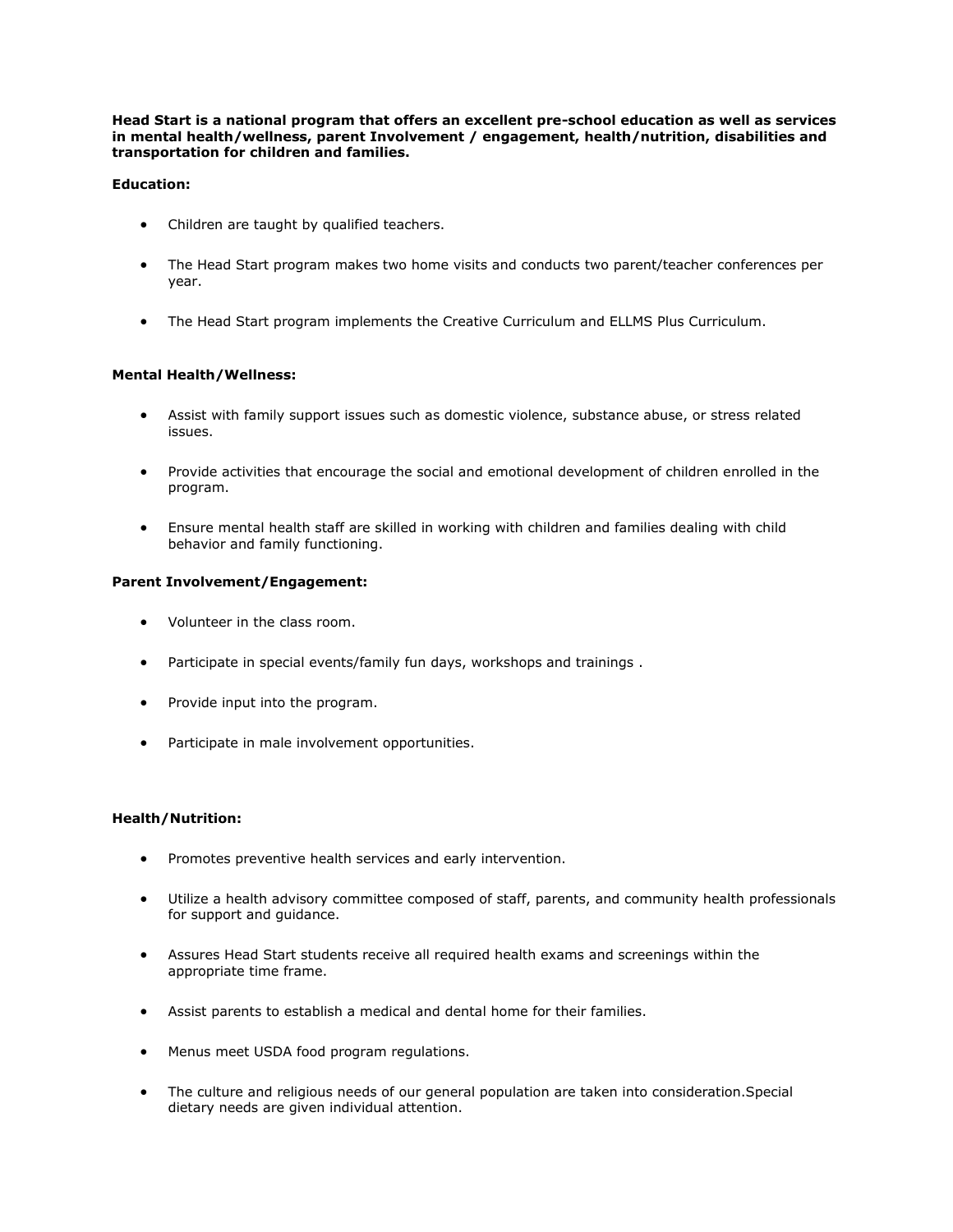**Head Start is a national program that offers an excellent pre-school education as well as services in mental health/wellness, parent Involvement / engagement, health/nutrition, disabilities and transportation for children and families.**

**Education:**

- Children are taught by qualified teachers.
- The Head Start program makes two home visits and conducts two parent/teacher conferences per year.
- The Head Start program implements the Creative Curriculum and ELLMS Plus Curriculum.

**Mental Health/Wellness:**

- Assist with family support issues such as domestic violence, substance abuse, or stress related issues.
- Provide activities that encourage the social and emotional development of children enrolled in the program.
- Ensure mental health staff are skilled in working with children and families dealing with child behavior and family functioning.

**Parent Involvement/Engagement:**

- Volunteer in the class room.
- Participate in special events/family fun days, workshops and trainings .
- Provide input into the program.
- Participate in male involvement opportunities.

**Health/Nutrition:**

- Promotes preventive health services and early intervention.
- Utilize a health advisory committee composed of staff, parents, and community health professionals for support and guidance.
- Assures Head Start students receive all required health exams and screenings within the appropriate time frame.
- Assist parents to establish a medical and dental home for their families.
- Menus meet USDA food program regulations.
- The culture and religious needs of our general population are taken into consideration.Special dietary needs are given individual attention.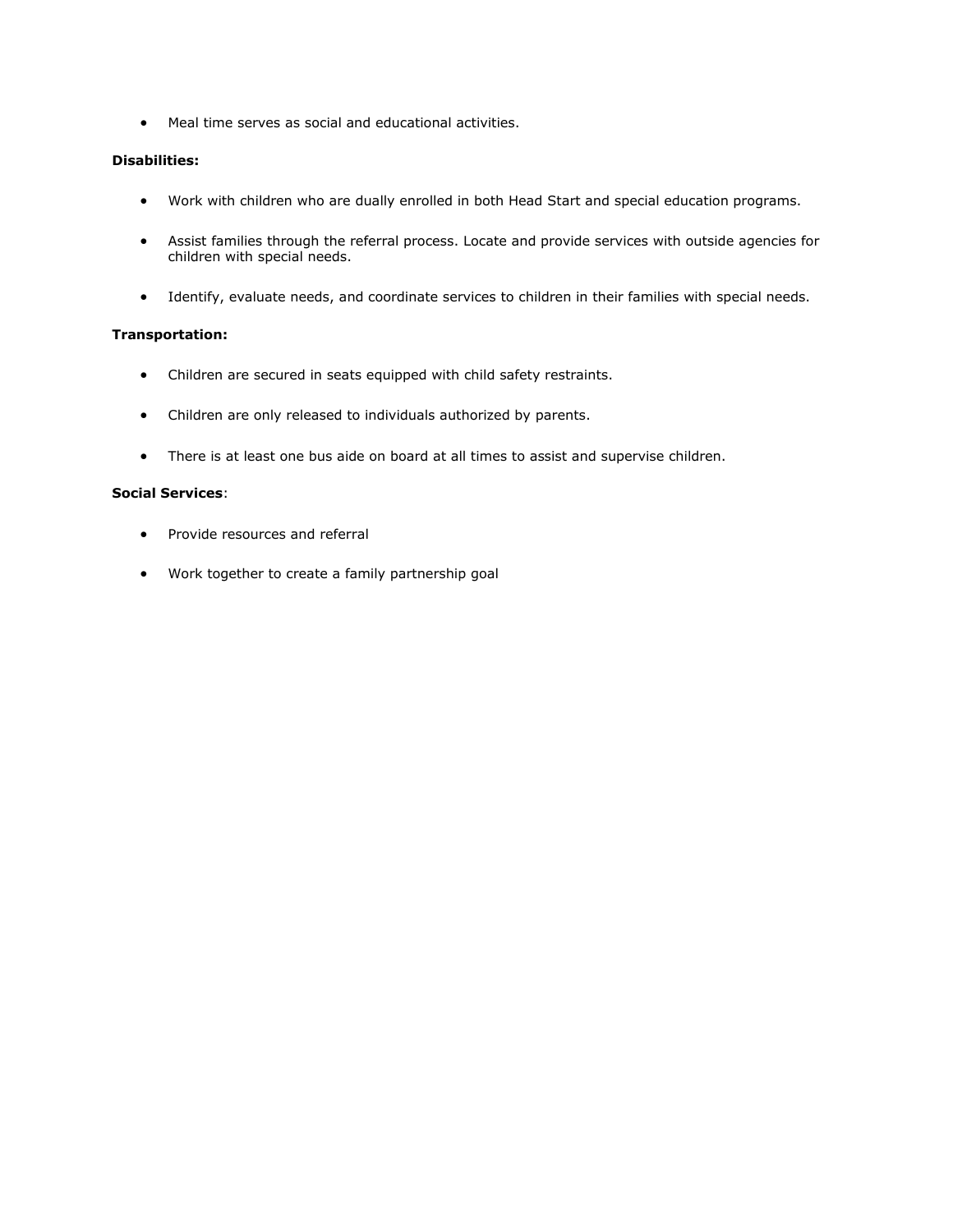- Meal time serves as social and educational activities.

**Disabilities:**

- Work with children who are dually enrolled in both Head Start and special education programs.
- Assist families through the referral process. Locate and provide services with outside agencies for children with special needs.
- Identify, evaluate needs, and coordinate services to children in their families with special needs.

**Transportation:**

- Children are secured in seats equipped with child safety restraints.
- Children are only released to individuals authorized by parents.
- There is at least one bus aide on board at all times to assist and supervise children.

**Social Services**:

- Provide resources and referral
- Work together to create a family partnership goal